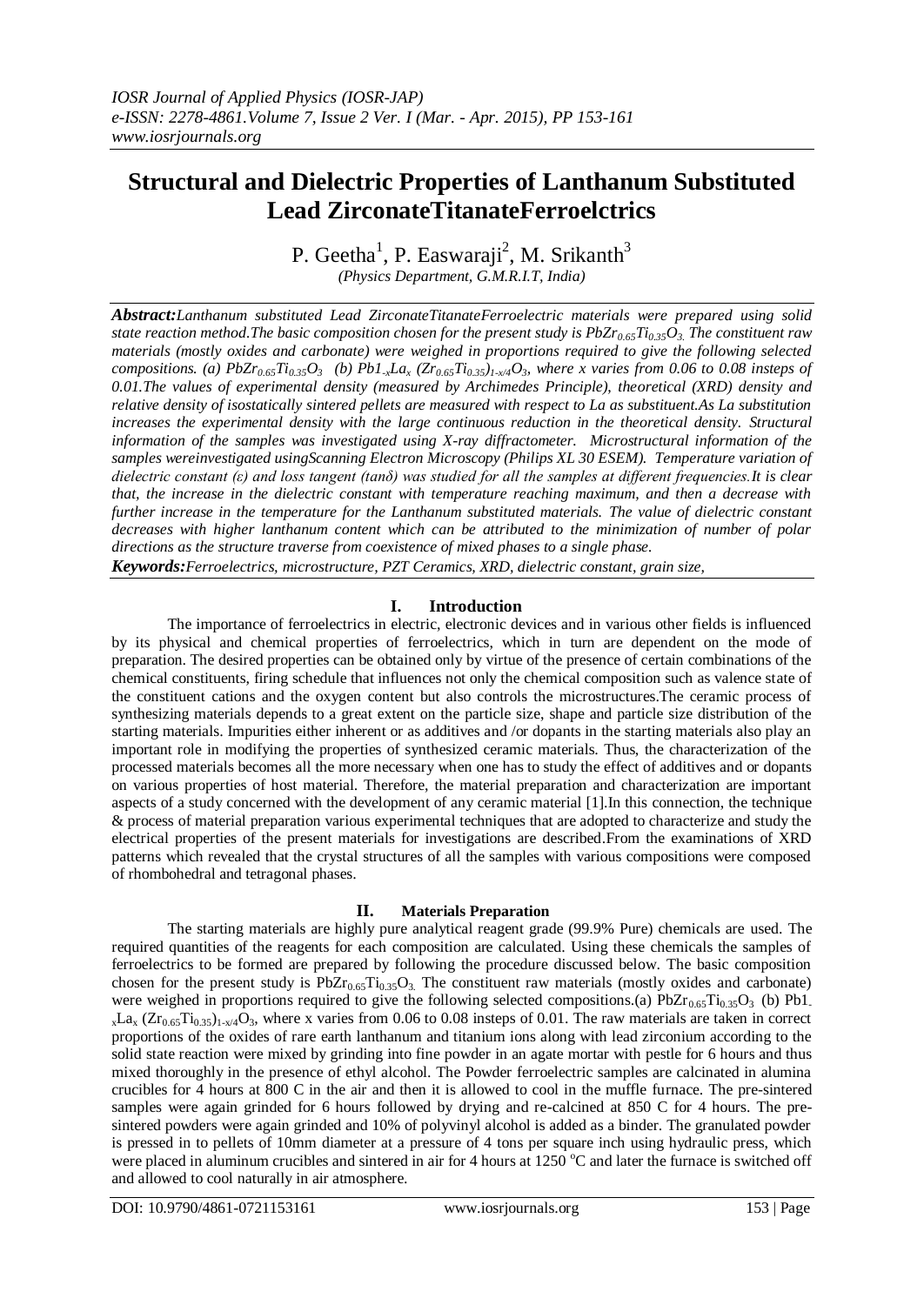# Structural and Dielectric Properties of Lanthanum Substituted Lead ZirconateTitanateFerroelctrics

P. Geetha[1], P. Easwaraji[2], M. Srikanth[3]

*(Physics Department, G.M.R.I.T, India)*

***Abstract:****Lanthanum substituted Lead ZirconateTitanateFerroelectric materials were prepared using solid state reaction method.The basic composition chosen for the present study is $PbZr_{0.65}Ti_{0.35}O_3$. The constituent raw materials (mostly oxides and carbonate) were weighed in proportions required to give the following selected compositions. (a) $PbZr_{0.65}Ti_{0.35}O_3$ (b) $Pb1_{-x}La_x\ (Zr_{0.65}Ti_{0.35})_{1-x/4}O_3$, where x varies from 0.06 to 0.08 insteps of 0.01.The values of experimental density (measured by Archimedes Principle), theoretical (XRD) density and relative density of isostatically sintered pellets are measured with respect to La as substituent.As La substitution increases the experimental density with the large continuous reduction in the theoretical density. Structural information of the samples was investigated using X-ray diffractometer. Microstructural information of the samples wereinvestigated usingScanning Electron Microscopy (Philips XL 30 ESEM). Temperature variation of dielectric constant (ε) and loss tangent (tanδ) was studied for all the samples at different frequencies.It is clear that, the increase in the dielectric constant with temperature reaching maximum, and then a decrease with further increase in the temperature for the Lanthanum substituted materials. The value of dielectric constant decreases with higher lanthanum content which can be attributed to the minimization of number of polar directions as the structure traverse from coexistence of mixed phases to a single phase.*

***Keywords:****Ferroelectrics, microstructure, PZT Ceramics, XRD, dielectric constant, grain size,*

## I. Introduction

The importance of ferroelectrics in electric, electronic devices and in various other fields is influenced by its physical and chemical properties of ferroelectrics, which in turn are dependent on the mode of preparation. The desired properties can be obtained only by virtue of the presence of certain combinations of the chemical constituents, firing schedule that influences not only the chemical composition such as valence state of the constituent cations and the oxygen content but also controls the microstructures.The ceramic process of synthesizing materials depends to a great extent on the particle size, shape and particle size distribution of the starting materials. Impurities either inherent or as additives and /or dopants in the starting materials also play an important role in modifying the properties of synthesized ceramic materials. Thus, the characterization of the processed materials becomes all the more necessary when one has to study the effect of additives and or dopants on various properties of host material. Therefore, the material preparation and characterization are important aspects of a study concerned with the development of any ceramic material [1].In this connection, the technique & process of material preparation various experimental techniques that are adopted to characterize and study the electrical properties of the present materials for investigations are described.From the examinations of XRD patterns which revealed that the crystal structures of all the samples with various compositions were composed of rhombohedral and tetragonal phases.

## II. Materials Preparation

The starting materials are highly pure analytical reagent grade (99.9% Pure) chemicals are used. The required quantities of the reagents for each composition are calculated. Using these chemicals the samples of ferroelectrics to be formed are prepared by following the procedure discussed below. The basic composition chosen for the present study is $PbZr_{0.65}Ti_{0.35}O_3$. The constituent raw materials (mostly oxides and carbonate) were weighed in proportions required to give the following selected compositions.(a) $PbZr_{0.65}Ti_{0.35}O_3$ (b) $Pb1_{-x}La_x\ (Zr_{0.65}Ti_{0.35})_{1-x/4}O_3$, where x varies from 0.06 to 0.08 insteps of 0.01. The raw materials are taken in correct proportions of the oxides of rare earth lanthanum and titanium ions along with lead zirconium according to the solid state reaction were mixed by grinding into fine powder in an agate mortar with pestle for 6 hours and thus mixed thoroughly in the presence of ethyl alcohol. The Powder ferroelectric samples are calcinated in alumina crucibles for 4 hours at 800 C in the air and then it is allowed to cool in the muffle furnace. The pre-sintered samples were again grinded for 6 hours followed by drying and re-calcined at 850 C for 4 hours. The pre-sintered powders were again grinded and 10% of polyvinyl alcohol is added as a binder. The granulated powder is pressed in to pellets of 10mm diameter at a pressure of 4 tons per square inch using hydraulic press, which were placed in aluminum crucibles and sintered in air for 4 hours at 1250 $^{o}$C and later the furnace is switched off and allowed to cool naturally in air atmosphere.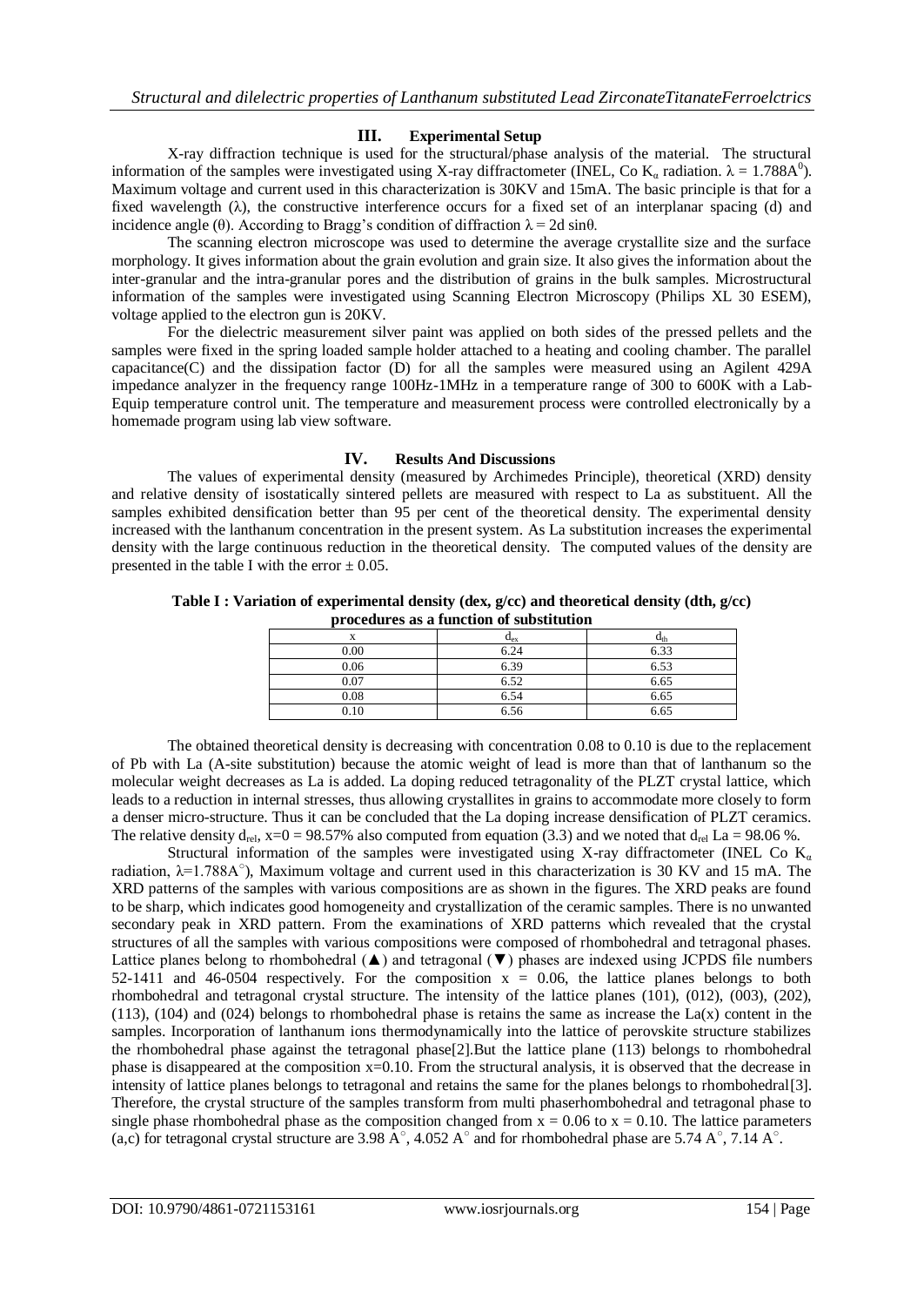## III. Experimental Setup

X-ray diffraction technique is used for the structural/phase analysis of the material. The structural information of the samples were investigated using X-ray diffractometer (INEL, Co $K_\alpha$ radiation. $\lambda = 1.788A^0$). Maximum voltage and current used in this characterization is 30KV and 15mA. The basic principle is that for a fixed wavelength ($\lambda$), the constructive interference occurs for a fixed set of an interplanar spacing (d) and incidence angle ($\theta$). According to Bragg's condition of diffraction $\lambda = 2d \sin\theta$.

The scanning electron microscope was used to determine the average crystallite size and the surface morphology. It gives information about the grain evolution and grain size. It also gives the information about the inter-granular and the intra-granular pores and the distribution of grains in the bulk samples. Microstructural information of the samples were investigated using Scanning Electron Microscopy (Philips XL 30 ESEM), voltage applied to the electron gun is 20KV.

For the dielectric measurement silver paint was applied on both sides of the pressed pellets and the samples were fixed in the spring loaded sample holder attached to a heating and cooling chamber. The parallel capacitance(C) and the dissipation factor (D) for all the samples were measured using an Agilent 429A impedance analyzer in the frequency range 100Hz-1MHz in a temperature range of 300 to 600K with a Lab-Equip temperature control unit. The temperature and measurement process were controlled electronically by a homemade program using lab view software.

## IV. Results And Discussions

The values of experimental density (measured by Archimedes Principle), theoretical (XRD) density and relative density of isostatically sintered pellets are measured with respect to La as substituent. All the samples exhibited densification better than 95 per cent of the theoretical density. The experimental density increased with the lanthanum concentration in the present system. As La substitution increases the experimental density with the large continuous reduction in the theoretical density. The computed values of the density are presented in the table I with the error $\pm$ 0.05.

**Table I : Variation of experimental density (dex, g/cc) and theoretical density (dth, g/cc) procedures as a function of substitution**

| x | $d_{ex}$ | $d_{th}$ |
|---|---|---|
| 0.00 | 6.24 | 6.33 |
| 0.06 | 6.39 | 6.53 |
| 0.07 | 6.52 | 6.65 |
| 0.08 | 6.54 | 6.65 |
| 0.10 | 6.56 | 6.65 |

The obtained theoretical density is decreasing with concentration 0.08 to 0.10 is due to the replacement of Pb with La (A-site substitution) because the atomic weight of lead is more than that of lanthanum so the molecular weight decreases as La is added. La doping reduced tetragonality of the PLZT crystal lattice, which leads to a reduction in internal stresses, thus allowing crystallites in grains to accommodate more closely to form a denser micro-structure. Thus it can be concluded that the La doping increase densification of PLZT ceramics. The relative density $d_{rel}$, x=0 = 98.57% also computed from equation (3.3) and we noted that $d_{rel}$ La = 98.06 %.

Structural information of the samples were investigated using X-ray diffractometer (INEL Co $K_\alpha$ radiation, $\lambda$=1.788A°), Maximum voltage and current used in this characterization is 30 KV and 15 mA. The XRD patterns of the samples with various compositions are as shown in the figures. The XRD peaks are found to be sharp, which indicates good homogeneity and crystallization of the ceramic samples. There is no unwanted secondary peak in XRD pattern. From the examinations of XRD patterns which revealed that the crystal structures of all the samples with various compositions were composed of rhombohedral and tetragonal phases. Lattice planes belong to rhombohedral (▲) and tetragonal (▼) phases are indexed using JCPDS file numbers 52-1411 and 46-0504 respectively. For the composition x = 0.06, the lattice planes belongs to both rhombohedral and tetragonal crystal structure. The intensity of the lattice planes (101), (012), (003), (202), (113), (104) and (024) belongs to rhombohedral phase is retains the same as increase the La(x) content in the samples. Incorporation of lanthanum ions thermodynamically into the lattice of perovskite structure stabilizes the rhombohedral phase against the tetragonal phase[2].But the lattice plane (113) belongs to rhombohedral phase is disappeared at the composition x=0.10. From the structural analysis, it is observed that the decrease in intensity of lattice planes belongs to tetragonal and retains the same for the planes belongs to rhombohedral[3]. Therefore, the crystal structure of the samples transform from multi phaserhombohedral and tetragonal phase to single phase rhombohedral phase as the composition changed from x = 0.06 to x = 0.10. The lattice parameters (a,c) for tetragonal crystal structure are 3.98 A°, 4.052 A° and for rhombohedral phase are 5.74 A°, 7.14 A°.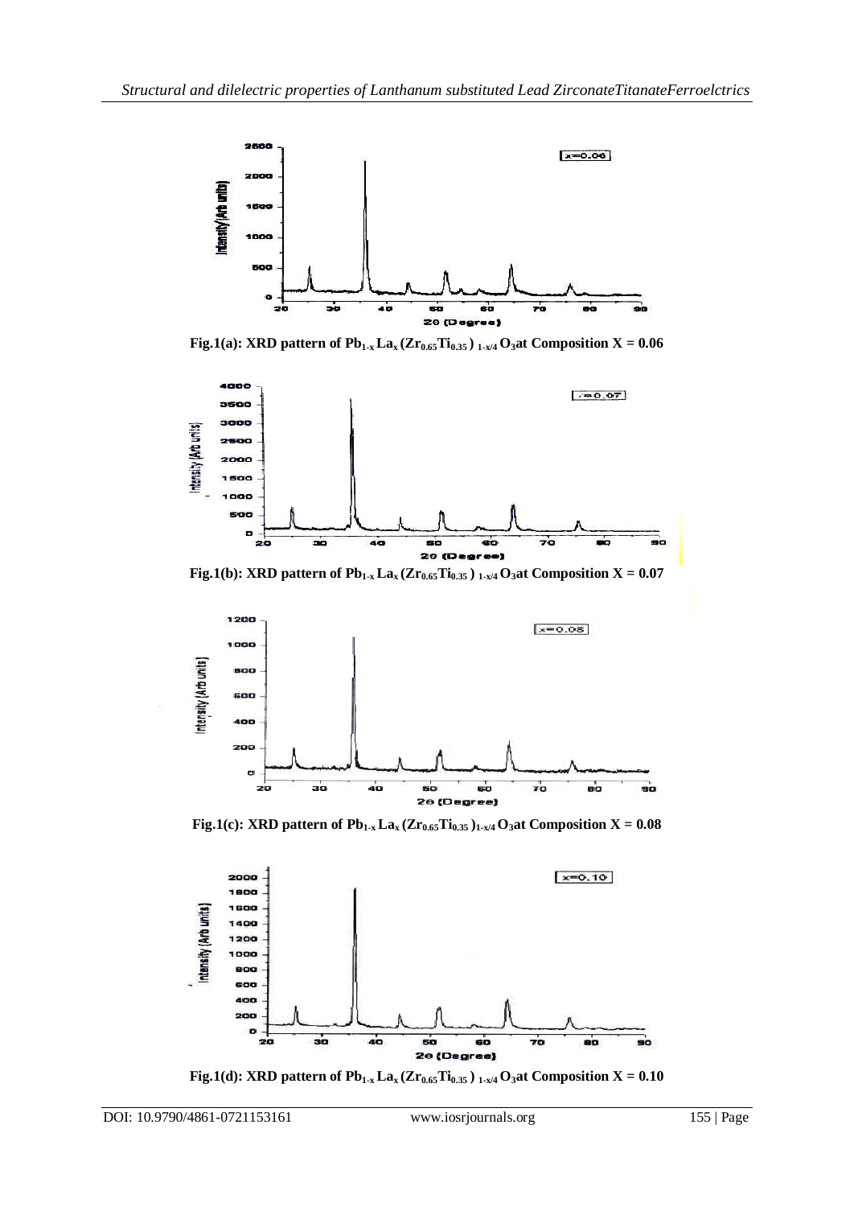Fig.1(a): XRD pattern of $Pb_{1-x}La_x(Zr_{0.65}Ti_{0.35})_{1-x/4}O_3$ at Composition X = 0.06

Fig.1(b): XRD pattern of $Pb_{1-x}La_x(Zr_{0.65}Ti_{0.35})_{1-x/4}O_3$ at Composition X = 0.07

Fig.1(c): XRD pattern of $Pb_{1-x}La_x(Zr_{0.65}Ti_{0.35})_{1-x/4}O_3$ at Composition X = 0.08

Fig.1(d): XRD pattern of $Pb_{1-x}La_x(Zr_{0.65}Ti_{0.35})_{1-x/4}O_3$ at Composition X = 0.10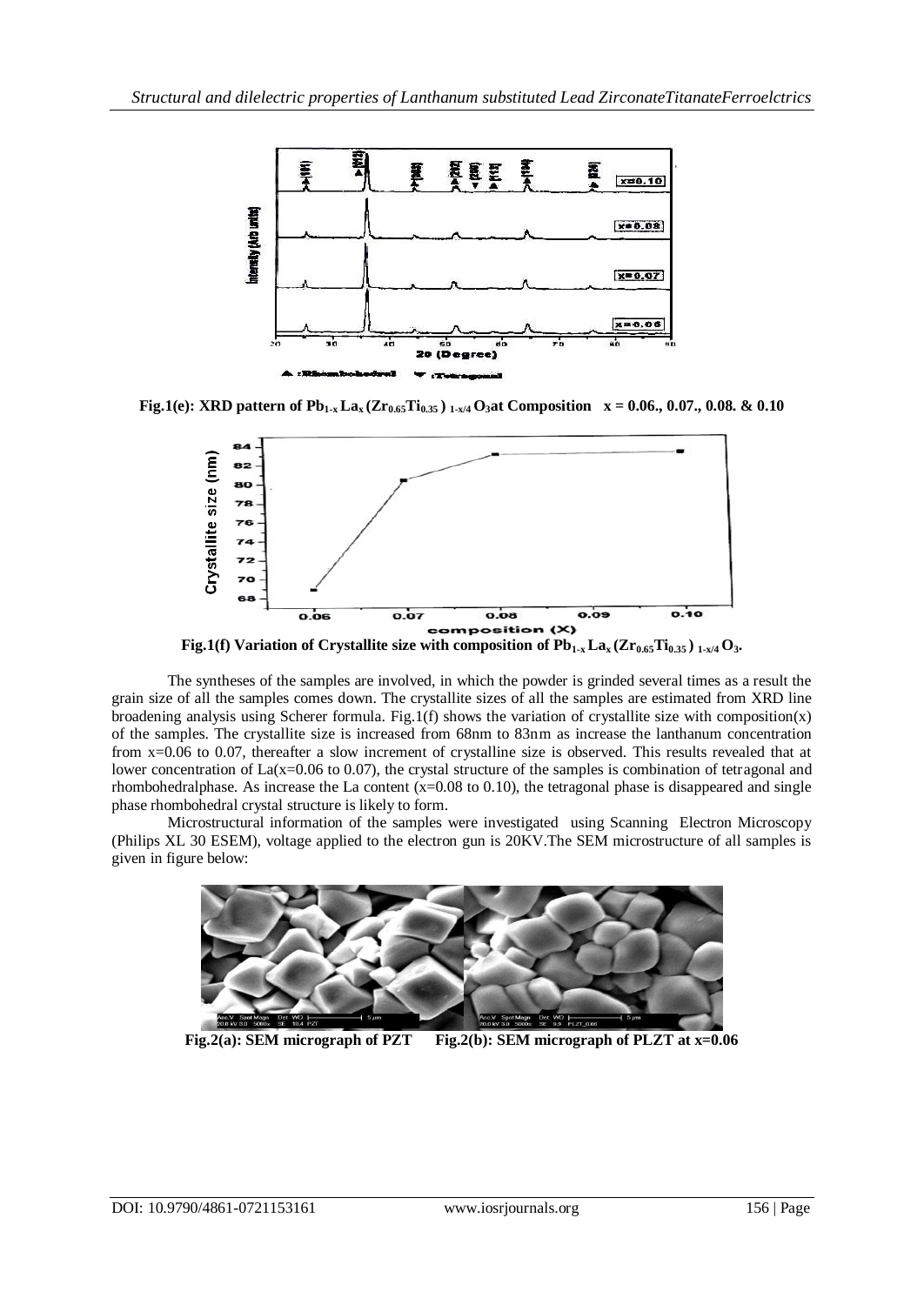**Fig.1(e): XRD pattern of $Pb_{1-x}La_x(Zr_{0.65}Ti_{0.35})_{1-x/4}O_3$ at Composition x = 0.06., 0.07., 0.08. & 0.10**

**Fig.1(f) Variation of Crystallite size with composition of $Pb_{1-x}La_x(Zr_{0.65}Ti_{0.35})_{1-x/4}O_3$.**

The syntheses of the samples are involved, in which the powder is grinded several times as a result the grain size of all the samples comes down. The crystallite sizes of all the samples are estimated from XRD line broadening analysis using Scherer formula. Fig.1(f) shows the variation of crystallite size with composition(x) of the samples. The crystallite size is increased from 68nm to 83nm as increase the lanthanum concentration from x=0.06 to 0.07, thereafter a slow increment of crystalline size is observed. This results revealed that at lower concentration of La(x=0.06 to 0.07), the crystal structure of the samples is combination of tetragonal and rhombohedralphase. As increase the La content (x=0.08 to 0.10), the tetragonal phase is disappeared and single phase rhombohedral crystal structure is likely to form.

Microstructural information of the samples were investigated using Scanning Electron Microscopy (Philips XL 30 ESEM), voltage applied to the electron gun is 20KV.The SEM microstructure of all samples is given in figure below:

**Fig.2(a): SEM micrograph of PZT** **Fig.2(b): SEM micrograph of PLZT at x=0.06**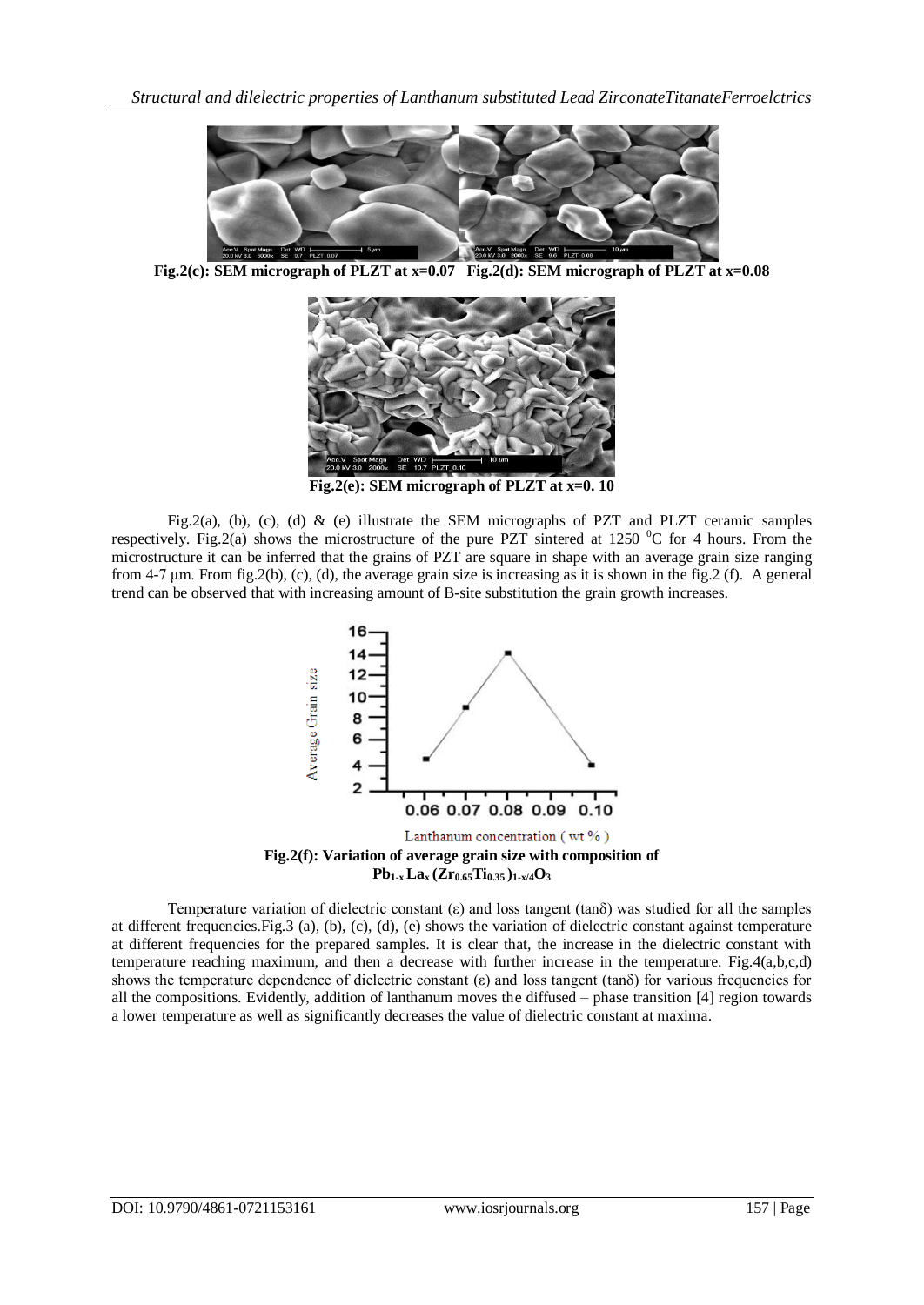Fig.2(c): SEM micrograph of PLZT at x=0.07   Fig.2(d): SEM micrograph of PLZT at x=0.08

Fig.2(e): SEM micrograph of PLZT at x=0. 10

Fig.2(a), (b), (c), (d) & (e) illustrate the SEM micrographs of PZT and PLZT ceramic samples respectively. Fig.2(a) shows the microstructure of the pure PZT sintered at 1250 $^0$C for 4 hours. From the microstructure it can be inferred that the grains of PZT are square in shape with an average grain size ranging from 4-7 μm. From fig.2(b), (c), (d), the average grain size is increasing as it is shown in the fig.2 (f). A general trend can be observed that with increasing amount of B-site substitution the grain growth increases.

**Fig.2(f): Variation of average grain size with composition of $Pb_{1-x}La_x(Zr_{0.65}Ti_{0.35})_{1-x/4}O_3$**

Temperature variation of dielectric constant (ε) and loss tangent (tanδ) was studied for all the samples at different frequencies.Fig.3 (a), (b), (c), (d), (e) shows the variation of dielectric constant against temperature at different frequencies for the prepared samples. It is clear that, the increase in the dielectric constant with temperature reaching maximum, and then a decrease with further increase in the temperature. Fig.4(a,b,c,d) shows the temperature dependence of dielectric constant (ε) and loss tangent (tanδ) for various frequencies for all the compositions. Evidently, addition of lanthanum moves the diffused – phase transition [4] region towards a lower temperature as well as significantly decreases the value of dielectric constant at maxima.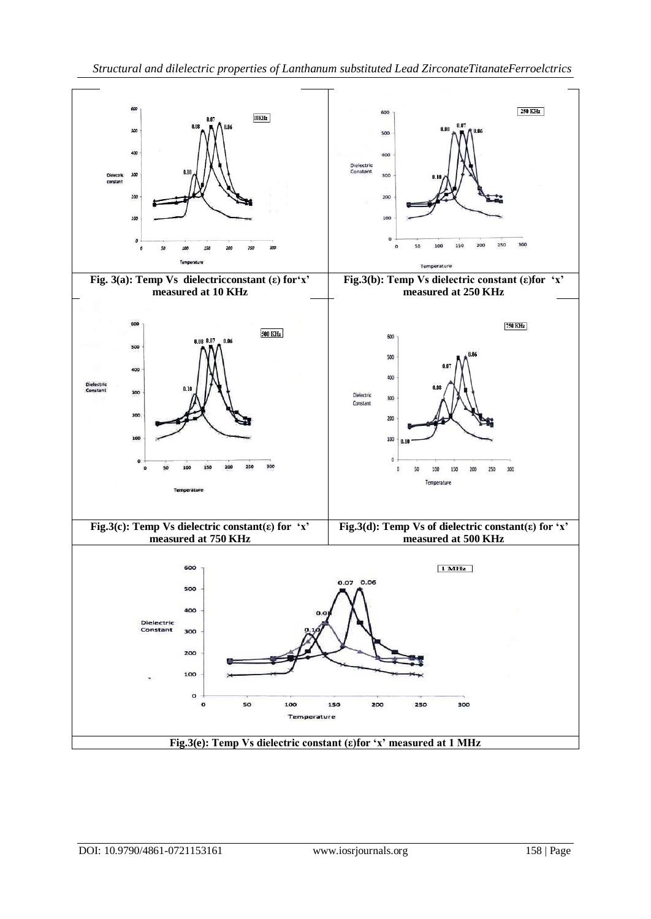Fig. 3(a): Temp Vs dielectricconstant (ε) for'x' measured at 10 KHz

Fig.3(b): Temp Vs dielectric constant (ε)for 'x' measured at 250 KHz

Fig.3(c): Temp Vs dielectric constant(ε) for 'x' measured at 750 KHz

Fig.3(d): Temp Vs of dielectric constant(ε) for 'x' measured at 500 KHz

Fig.3(e): Temp Vs dielectric constant (ε)for 'x' measured at 1 MHz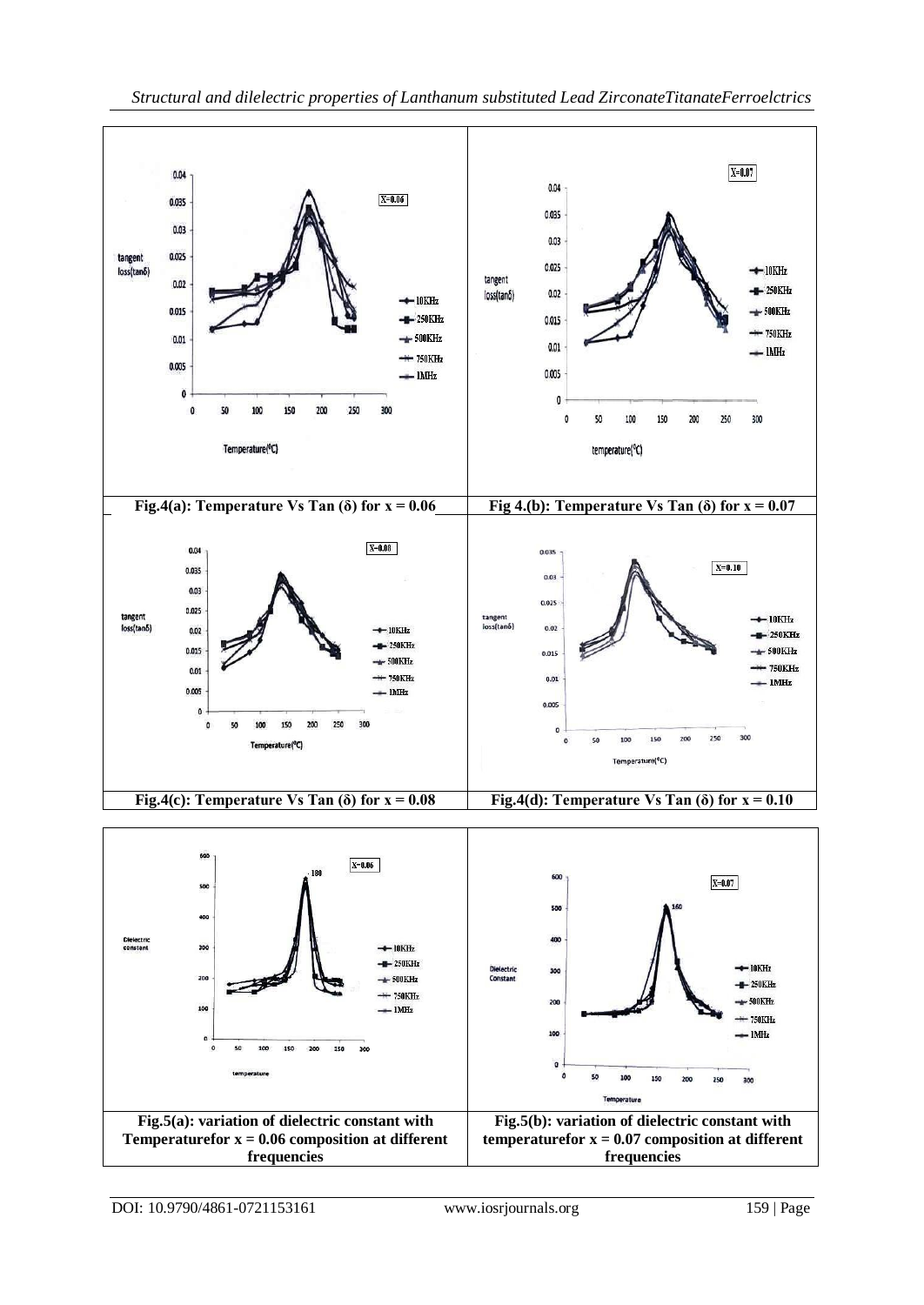Fig.4(a): Temperature Vs Tan (δ) for x = 0.06

Fig 4.(b): Temperature Vs Tan (δ) for x = 0.07

Fig.4(c): Temperature Vs Tan (δ) for x = 0.08

Fig.4(d): Temperature Vs Tan (δ) for x = 0.10

Fig.5(a): variation of dielectric constant with Temperaturefor x = 0.06 composition at different frequencies

Fig.5(b): variation of dielectric constant with temperaturefor x = 0.07 composition at different frequencies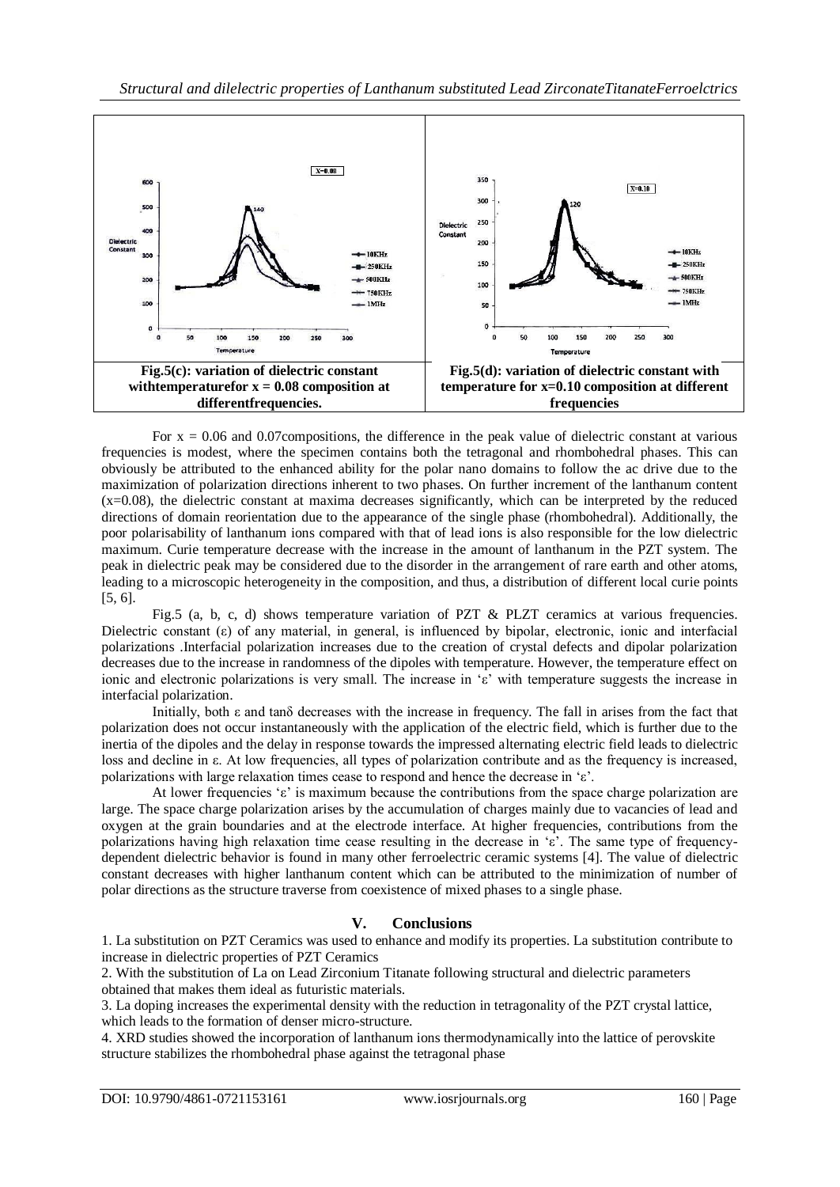**Fig.5(c): variation of dielectric constant withtemperaturefor x = 0.08 composition at differentfrequencies.**

**Fig.5(d): variation of dielectric constant with temperature for x=0.10 composition at different frequencies**

For x = 0.06 and 0.07compositions, the difference in the peak value of dielectric constant at various frequencies is modest, where the specimen contains both the tetragonal and rhombohedral phases. This can obviously be attributed to the enhanced ability for the polar nano domains to follow the ac drive due to the maximization of polarization directions inherent to two phases. On further increment of the lanthanum content (x=0.08), the dielectric constant at maxima decreases significantly, which can be interpreted by the reduced directions of domain reorientation due to the appearance of the single phase (rhombohedral). Additionally, the poor polarisability of lanthanum ions compared with that of lead ions is also responsible for the low dielectric maximum. Curie temperature decrease with the increase in the amount of lanthanum in the PZT system. The peak in dielectric peak may be considered due to the disorder in the arrangement of rare earth and other atoms, leading to a microscopic heterogeneity in the composition, and thus, a distribution of different local curie points [5, 6].

Fig.5 (a, b, c, d) shows temperature variation of PZT & PLZT ceramics at various frequencies. Dielectric constant (ε) of any material, in general, is influenced by bipolar, electronic, ionic and interfacial polarizations .Interfacial polarization increases due to the creation of crystal defects and dipolar polarization decreases due to the increase in randomness of the dipoles with temperature. However, the temperature effect on ionic and electronic polarizations is very small. The increase in 'ε' with temperature suggests the increase in interfacial polarization.

Initially, both ε and tanδ decreases with the increase in frequency. The fall in arises from the fact that polarization does not occur instantaneously with the application of the electric field, which is further due to the inertia of the dipoles and the delay in response towards the impressed alternating electric field leads to dielectric loss and decline in ε. At low frequencies, all types of polarization contribute and as the frequency is increased, polarizations with large relaxation times cease to respond and hence the decrease in 'ε'.

At lower frequencies 'ε' is maximum because the contributions from the space charge polarization are large. The space charge polarization arises by the accumulation of charges mainly due to vacancies of lead and oxygen at the grain boundaries and at the electrode interface. At higher frequencies, contributions from the polarizations having high relaxation time cease resulting in the decrease in 'ε'. The same type of frequency-dependent dielectric behavior is found in many other ferroelectric ceramic systems [4]. The value of dielectric constant decreases with higher lanthanum content which can be attributed to the minimization of number of polar directions as the structure traverse from coexistence of mixed phases to a single phase.

## V. Conclusions

1. La substitution on PZT Ceramics was used to enhance and modify its properties. La substitution contribute to increase in dielectric properties of PZT Ceramics
2. With the substitution of La on Lead Zirconium Titanate following structural and dielectric parameters obtained that makes them ideal as futuristic materials.
3. La doping increases the experimental density with the reduction in tetragonality of the PZT crystal lattice, which leads to the formation of denser micro-structure.
4. XRD studies showed the incorporation of lanthanum ions thermodynamically into the lattice of perovskite structure stabilizes the rhombohedral phase against the tetragonal phase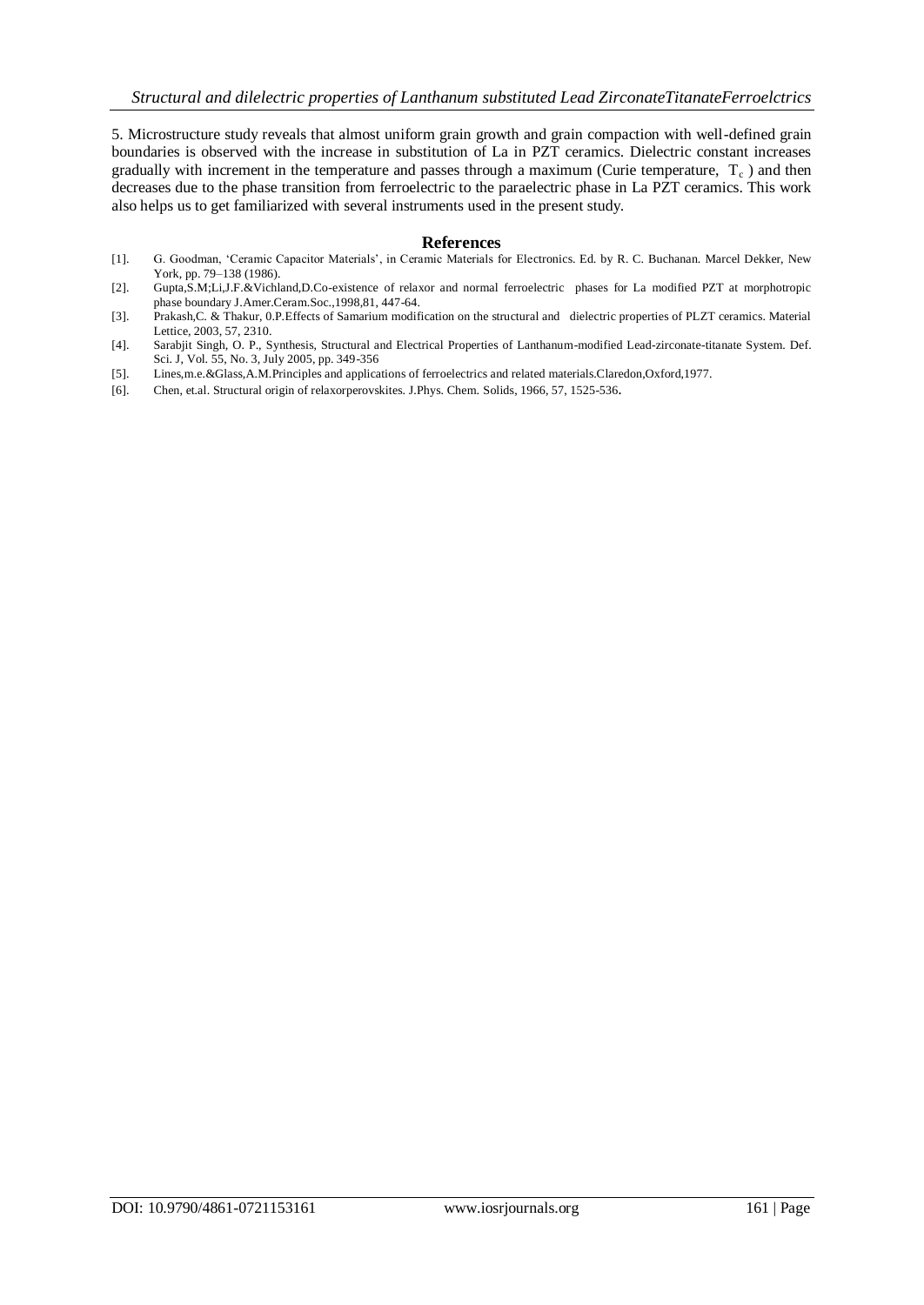5. Microstructure study reveals that almost uniform grain growth and grain compaction with well-defined grain boundaries is observed with the increase in substitution of La in PZT ceramics. Dielectric constant increases gradually with increment in the temperature and passes through a maximum (Curie temperature, $T_c$ ) and then decreases due to the phase transition from ferroelectric to the paraelectric phase in La PZT ceramics. This work also helps us to get familiarized with several instruments used in the present study.

## References

[1]. G. Goodman, 'Ceramic Capacitor Materials', in Ceramic Materials for Electronics. Ed. by R. C. Buchanan. Marcel Dekker, New York, pp. 79–138 (1986).

[2]. Gupta,S.M;Li,J.F.&Vichland,D.Co-existence of relaxor and normal ferroelectric phases for La modified PZT at morphotropic phase boundary J.Amer.Ceram.Soc.,1998,81, 447-64.

[3]. Prakash,C. & Thakur, 0.P.Effects of Samarium modification on the structural and dielectric properties of PLZT ceramics. Material Lettice, 2003, 57, 2310.

[4]. Sarabjit Singh, O. P., Synthesis, Structural and Electrical Properties of Lanthanum-modified Lead-zirconate-titanate System. Def. Sci. J, Vol. 55, No. 3, July 2005, pp. 349-356

[5]. Lines,m.e.&Glass,A.M.Principles and applications of ferroelectrics and related materials.Claredon,Oxford,1977.

[6]. Chen, et.al. Structural origin of relaxorperovskites. J.Phys. Chem. Solids, 1966, 57, 1525-536.